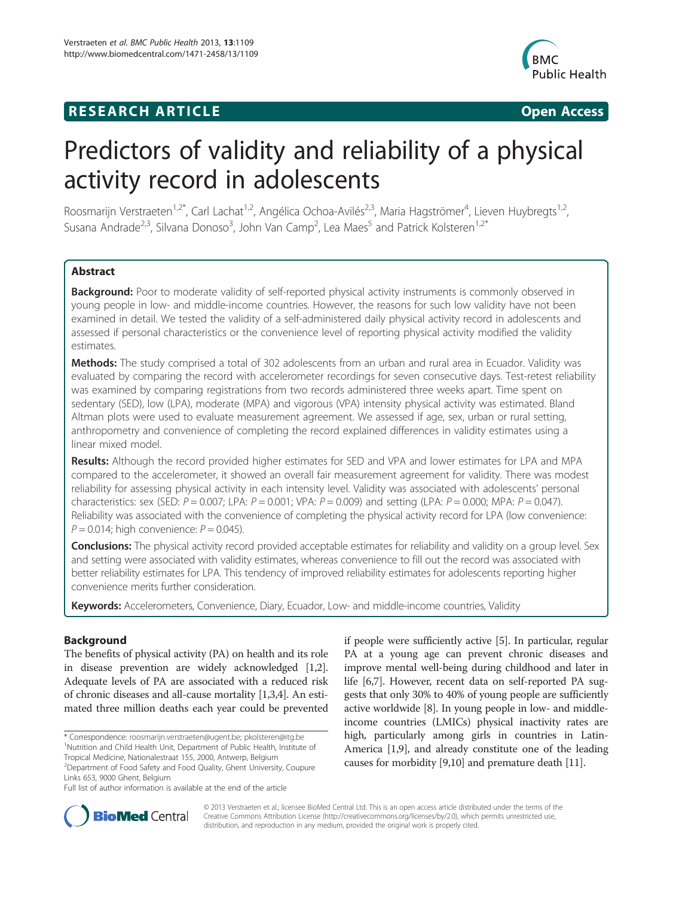RESEARCH ARTICLE Open Access

# Predictors of validity and reliability of a physical activity record in adolescents

Roosmarijn Verstraeten[1,2*], Carl Lachat[1,2], Angélica Ochoa-Avilés[2,3], Maria Hagströmer[4], Lieven Huybregts[1,2], Susana Andrade[2,3], Silvana Donoso[3], John Van Camp[2], Lea Maes[5] and Patrick Kolsteren[1,2*]

## Abstract

**Background:** Poor to moderate validity of self-reported physical activity instruments is commonly observed in young people in low- and middle-income countries. However, the reasons for such low validity have not been examined in detail. We tested the validity of a self-administered daily physical activity record in adolescents and assessed if personal characteristics or the convenience level of reporting physical activity modified the validity estimates.

**Methods:** The study comprised a total of 302 adolescents from an urban and rural area in Ecuador. Validity was evaluated by comparing the record with accelerometer recordings for seven consecutive days. Test-retest reliability was examined by comparing registrations from two records administered three weeks apart. Time spent on sedentary (SED), low (LPA), moderate (MPA) and vigorous (VPA) intensity physical activity was estimated. Bland Altman plots were used to evaluate measurement agreement. We assessed if age, sex, urban or rural setting, anthropometry and convenience of completing the record explained differences in validity estimates using a linear mixed model.

**Results:** Although the record provided higher estimates for SED and VPA and lower estimates for LPA and MPA compared to the accelerometer, it showed an overall fair measurement agreement for validity. There was modest reliability for assessing physical activity in each intensity level. Validity was associated with adolescents' personal characteristics: sex (SED: $P = 0.007$; LPA: $P = 0.001$; VPA: $P = 0.009$) and setting (LPA: $P = 0.000$; MPA: $P = 0.047$). Reliability was associated with the convenience of completing the physical activity record for LPA (low convenience: $P = 0.014$; high convenience: $P = 0.045$).

**Conclusions:** The physical activity record provided acceptable estimates for reliability and validity on a group level. Sex and setting were associated with validity estimates, whereas convenience to fill out the record was associated with better reliability estimates for LPA. This tendency of improved reliability estimates for adolescents reporting higher convenience merits further consideration.

**Keywords:** Accelerometers, Convenience, Diary, Ecuador, Low- and middle-income countries, Validity

## Background

The benefits of physical activity (PA) on health and its role in disease prevention are widely acknowledged [1,2]. Adequate levels of PA are associated with a reduced risk of chronic diseases and all-cause mortality [1,3,4]. An estimated three million deaths each year could be prevented if people were sufficiently active [5]. In particular, regular PA at a young age can prevent chronic diseases and improve mental well-being during childhood and later in life [6,7]. However, recent data on self-reported PA suggests that only 30% to 40% of young people are sufficiently active worldwide [8]. In young people in low- and middle-income countries (LMICs) physical inactivity rates are high, particularly among girls in countries in Latin-America [1,9], and already constitute one of the leading causes for morbidity [9,10] and premature death [11].

\* Correspondence: roosmarijn.verstraeten@ugent.be; pkolsteren@itg.be
[1]Nutrition and Child Health Unit, Department of Public Health, Institute of Tropical Medicine, Nationalestraat 155, 2000, Antwerp, Belgium
[2]Department of Food Safety and Food Quality, Ghent University, Coupure Links 653, 9000 Ghent, Belgium
Full list of author information is available at the end of the article

© 2013 Verstraeten et al.; licensee BioMed Central Ltd. This is an open access article distributed under the terms of the Creative Commons Attribution License (http://creativecommons.org/licenses/by/2.0), which permits unrestricted use, distribution, and reproduction in any medium, provided the original work is properly cited.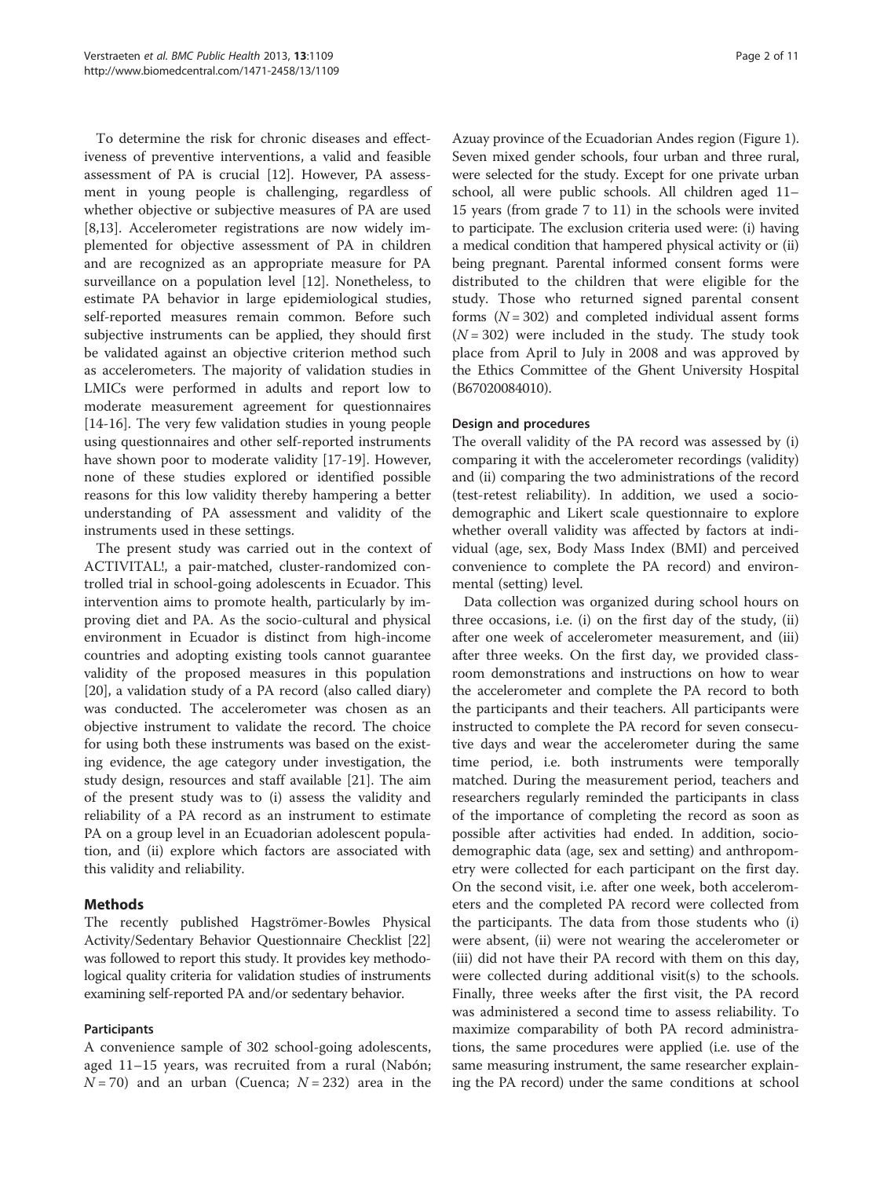To determine the risk for chronic diseases and effectiveness of preventive interventions, a valid and feasible assessment of PA is crucial [12]. However, PA assessment in young people is challenging, regardless of whether objective or subjective measures of PA are used [8,13]. Accelerometer registrations are now widely implemented for objective assessment of PA in children and are recognized as an appropriate measure for PA surveillance on a population level [12]. Nonetheless, to estimate PA behavior in large epidemiological studies, self-reported measures remain common. Before such subjective instruments can be applied, they should first be validated against an objective criterion method such as accelerometers. The majority of validation studies in LMICs were performed in adults and report low to moderate measurement agreement for questionnaires [14-16]. The very few validation studies in young people using questionnaires and other self-reported instruments have shown poor to moderate validity [17-19]. However, none of these studies explored or identified possible reasons for this low validity thereby hampering a better understanding of PA assessment and validity of the instruments used in these settings.

The present study was carried out in the context of ACTIVITAL!, a pair-matched, cluster-randomized controlled trial in school-going adolescents in Ecuador. This intervention aims to promote health, particularly by improving diet and PA. As the socio-cultural and physical environment in Ecuador is distinct from high-income countries and adopting existing tools cannot guarantee validity of the proposed measures in this population [20], a validation study of a PA record (also called diary) was conducted. The accelerometer was chosen as an objective instrument to validate the record. The choice for using both these instruments was based on the existing evidence, the age category under investigation, the study design, resources and staff available [21]. The aim of the present study was to (i) assess the validity and reliability of a PA record as an instrument to estimate PA on a group level in an Ecuadorian adolescent population, and (ii) explore which factors are associated with this validity and reliability.

## Methods

The recently published Hagströmer-Bowles Physical Activity/Sedentary Behavior Questionnaire Checklist [22] was followed to report this study. It provides key methodological quality criteria for validation studies of instruments examining self-reported PA and/or sedentary behavior.

### Participants

A convenience sample of 302 school-going adolescents, aged 11–15 years, was recruited from a rural (Nabón; $N = 70$) and an urban (Cuenca; $N = 232$) area in the Azuay province of the Ecuadorian Andes region (Figure 1). Seven mixed gender schools, four urban and three rural, were selected for the study. Except for one private urban school, all were public schools. All children aged 11–15 years (from grade 7 to 11) in the schools were invited to participate. The exclusion criteria used were: (i) having a medical condition that hampered physical activity or (ii) being pregnant. Parental informed consent forms were distributed to the children that were eligible for the study. Those who returned signed parental consent forms ($N = 302$) and completed individual assent forms ($N = 302$) were included in the study. The study took place from April to July in 2008 and was approved by the Ethics Committee of the Ghent University Hospital (B67020084010).

### Design and procedures

The overall validity of the PA record was assessed by (i) comparing it with the accelerometer recordings (validity) and (ii) comparing the two administrations of the record (test-retest reliability). In addition, we used a socio-demographic and Likert scale questionnaire to explore whether overall validity was affected by factors at individual (age, sex, Body Mass Index (BMI) and perceived convenience to complete the PA record) and environmental (setting) level.

Data collection was organized during school hours on three occasions, i.e. (i) on the first day of the study, (ii) after one week of accelerometer measurement, and (iii) after three weeks. On the first day, we provided classroom demonstrations and instructions on how to wear the accelerometer and complete the PA record to both the participants and their teachers. All participants were instructed to complete the PA record for seven consecutive days and wear the accelerometer during the same time period, i.e. both instruments were temporally matched. During the measurement period, teachers and researchers regularly reminded the participants in class of the importance of completing the record as soon as possible after activities had ended. In addition, socio-demographic data (age, sex and setting) and anthropometry were collected for each participant on the first day. On the second visit, i.e. after one week, both accelerometers and the completed PA record were collected from the participants. The data from those students who (i) were absent, (ii) were not wearing the accelerometer or (iii) did not have their PA record with them on this day, were collected during additional visit(s) to the schools. Finally, three weeks after the first visit, the PA record was administered a second time to assess reliability. To maximize comparability of both PA record administrations, the same procedures were applied (i.e. use of the same measuring instrument, the same researcher explaining the PA record) under the same conditions at school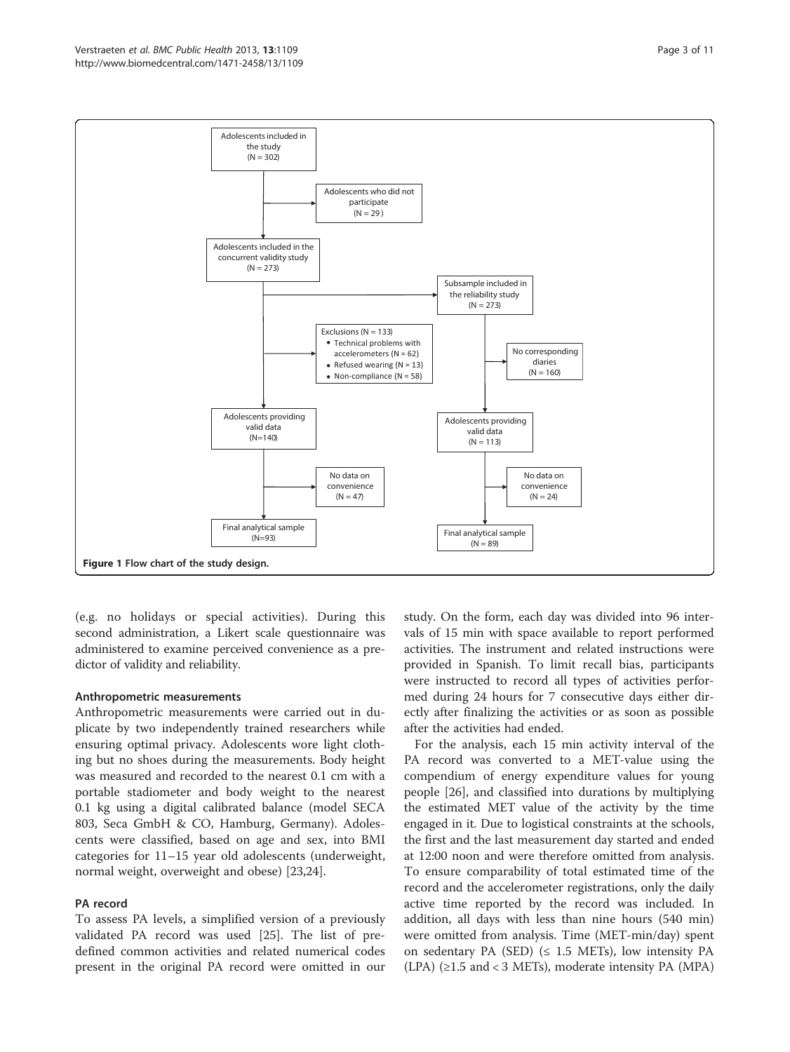Adolescents included in the study (N = 302)

Adolescents who did not participate (N = 29 )

Adolescents included in the concurrent validity study (N = 273)

Subsample included in the reliability study (N = 273)

Exclusions (N = 133)
- Technical problems with accelerometers (N = 62)
- Refused wearing (N = 13)
- Non-compliance (N = 58)

No corresponding diaries (N = 160)

Adolescents providing valid data (N=140)

Adolescents providing valid data (N = 113)

No data on convenience (N = 47)

No data on convenience (N = 24)

Final analytical sample (N=93)

Final analytical sample (N = 89)

**Figure 1 Flow chart of the study design.**

(e.g. no holidays or special activities). During this second administration, a Likert scale questionnaire was administered to examine perceived convenience as a predictor of validity and reliability.

### Anthropometric measurements

Anthropometric measurements were carried out in duplicate by two independently trained researchers while ensuring optimal privacy. Adolescents wore light clothing but no shoes during the measurements. Body height was measured and recorded to the nearest 0.1 cm with a portable stadiometer and body weight to the nearest 0.1 kg using a digital calibrated balance (model SECA 803, Seca GmbH & CO, Hamburg, Germany). Adolescents were classified, based on age and sex, into BMI categories for 11–15 year old adolescents (underweight, normal weight, overweight and obese) [23,24].

### PA record

To assess PA levels, a simplified version of a previously validated PA record was used [25]. The list of predefined common activities and related numerical codes present in the original PA record were omitted in our study. On the form, each day was divided into 96 intervals of 15 min with space available to report performed activities. The instrument and related instructions were provided in Spanish. To limit recall bias, participants were instructed to record all types of activities performed during 24 hours for 7 consecutive days either directly after finalizing the activities or as soon as possible after the activities had ended.

For the analysis, each 15 min activity interval of the PA record was converted to a MET-value using the compendium of energy expenditure values for young people [26], and classified into durations by multiplying the estimated MET value of the activity by the time engaged in it. Due to logistical constraints at the schools, the first and the last measurement day started and ended at 12:00 noon and were therefore omitted from analysis. To ensure comparability of total estimated time of the record and the accelerometer registrations, only the daily active time reported by the record was included. In addition, all days with less than nine hours (540 min) were omitted from analysis. Time (MET-min/day) spent on sedentary PA (SED) ($\leq$ 1.5 METs), low intensity PA (LPA) ($\geq$1.5 and < 3 METs), moderate intensity PA (MPA)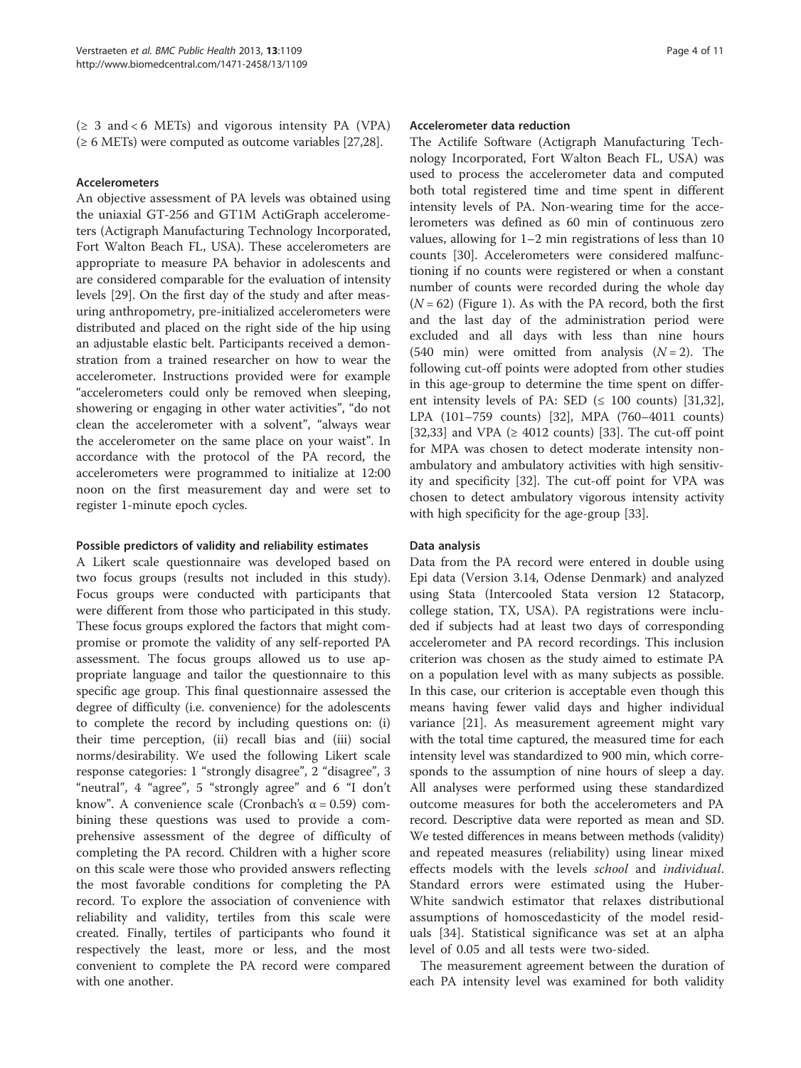(≥ 3 and < 6 METs) and vigorous intensity PA (VPA) (≥ 6 METs) were computed as outcome variables [27,28].

#### Accelerometers

An objective assessment of PA levels was obtained using the uniaxial GT-256 and GT1M ActiGraph accelerometers (Actigraph Manufacturing Technology Incorporated, Fort Walton Beach FL, USA). These accelerometers are appropriate to measure PA behavior in adolescents and are considered comparable for the evaluation of intensity levels [29]. On the first day of the study and after measuring anthropometry, pre-initialized accelerometers were distributed and placed on the right side of the hip using an adjustable elastic belt. Participants received a demonstration from a trained researcher on how to wear the accelerometer. Instructions provided were for example "accelerometers could only be removed when sleeping, showering or engaging in other water activities", "do not clean the accelerometer with a solvent", "always wear the accelerometer on the same place on your waist". In accordance with the protocol of the PA record, the accelerometers were programmed to initialize at 12:00 noon on the first measurement day and were set to register 1-minute epoch cycles.

#### Possible predictors of validity and reliability estimates

A Likert scale questionnaire was developed based on two focus groups (results not included in this study). Focus groups were conducted with participants that were different from those who participated in this study. These focus groups explored the factors that might compromise or promote the validity of any self-reported PA assessment. The focus groups allowed us to use appropriate language and tailor the questionnaire to this specific age group. This final questionnaire assessed the degree of difficulty (i.e. convenience) for the adolescents to complete the record by including questions on: (i) their time perception, (ii) recall bias and (iii) social norms/desirability. We used the following Likert scale response categories: 1 "strongly disagree", 2 "disagree", 3 "neutral", 4 "agree", 5 "strongly agree" and 6 "I don't know". A convenience scale (Cronbach's $\alpha = 0.59$) combining these questions was used to provide a comprehensive assessment of the degree of difficulty of completing the PA record. Children with a higher score on this scale were those who provided answers reflecting the most favorable conditions for completing the PA record. To explore the association of convenience with reliability and validity, tertiles from this scale were created. Finally, tertiles of participants who found it respectively the least, more or less, and the most convenient to complete the PA record were compared with one another.

#### Accelerometer data reduction

The Actilife Software (Actigraph Manufacturing Technology Incorporated, Fort Walton Beach FL, USA) was used to process the accelerometer data and computed both total registered time and time spent in different intensity levels of PA. Non-wearing time for the accelerometers was defined as 60 min of continuous zero values, allowing for 1–2 min registrations of less than 10 counts [30]. Accelerometers were considered malfunctioning if no counts were registered or when a constant number of counts were recorded during the whole day ($N = 62$) (Figure 1). As with the PA record, both the first and the last day of the administration period were excluded and all days with less than nine hours (540 min) were omitted from analysis ($N = 2$). The following cut-off points were adopted from other studies in this age-group to determine the time spent on different intensity levels of PA: SED (≤ 100 counts) [31,32], LPA (101–759 counts) [32], MPA (760–4011 counts) [32,33] and VPA (≥ 4012 counts) [33]. The cut-off point for MPA was chosen to detect moderate intensity non-ambulatory and ambulatory activities with high sensitivity and specificity [32]. The cut-off point for VPA was chosen to detect ambulatory vigorous intensity activity with high specificity for the age-group [33].

#### Data analysis

Data from the PA record were entered in double using Epi data (Version 3.14, Odense Denmark) and analyzed using Stata (Intercooled Stata version 12 Statacorp, college station, TX, USA). PA registrations were included if subjects had at least two days of corresponding accelerometer and PA record recordings. This inclusion criterion was chosen as the study aimed to estimate PA on a population level with as many subjects as possible. In this case, our criterion is acceptable even though this means having fewer valid days and higher individual variance [21]. As measurement agreement might vary with the total time captured, the measured time for each intensity level was standardized to 900 min, which corresponds to the assumption of nine hours of sleep a day. All analyses were performed using these standardized outcome measures for both the accelerometers and PA record. Descriptive data were reported as mean and SD. We tested differences in means between methods (validity) and repeated measures (reliability) using linear mixed effects models with the levels *school* and *individual*. Standard errors were estimated using the Huber-White sandwich estimator that relaxes distributional assumptions of homoscedasticity of the model residuals [34]. Statistical significance was set at an alpha level of 0.05 and all tests were two-sided.

The measurement agreement between the duration of each PA intensity level was examined for both validity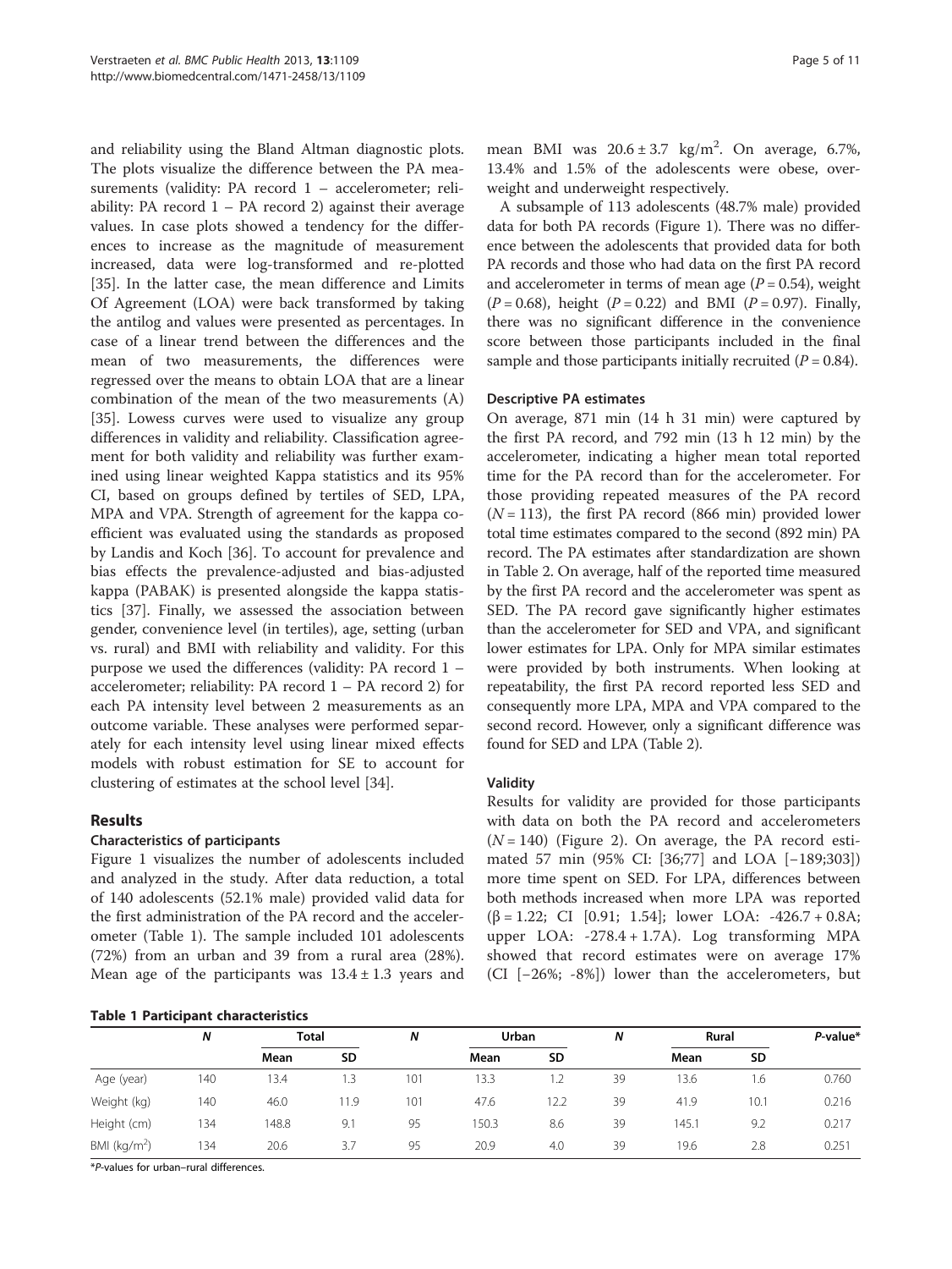and reliability using the Bland Altman diagnostic plots. The plots visualize the difference between the PA measurements (validity: PA record 1 – accelerometer; reliability: PA record 1 – PA record 2) against their average values. In case plots showed a tendency for the differences to increase as the magnitude of measurement increased, data were log-transformed and re-plotted [35]. In the latter case, the mean difference and Limits Of Agreement (LOA) were back transformed by taking the antilog and values were presented as percentages. In case of a linear trend between the differences and the mean of two measurements, the differences were regressed over the means to obtain LOA that are a linear combination of the mean of the two measurements (A) [35]. Lowess curves were used to visualize any group differences in validity and reliability. Classification agreement for both validity and reliability was further examined using linear weighted Kappa statistics and its 95% CI, based on groups defined by tertiles of SED, LPA, MPA and VPA. Strength of agreement for the kappa coefficient was evaluated using the standards as proposed by Landis and Koch [36]. To account for prevalence and bias effects the prevalence-adjusted and bias-adjusted kappa (PABAK) is presented alongside the kappa statistics [37]. Finally, we assessed the association between gender, convenience level (in tertiles), age, setting (urban vs. rural) and BMI with reliability and validity. For this purpose we used the differences (validity: PA record 1 – accelerometer; reliability: PA record 1 – PA record 2) for each PA intensity level between 2 measurements as an outcome variable. These analyses were performed separately for each intensity level using linear mixed effects models with robust estimation for SE to account for clustering of estimates at the school level [34].

## Results

### Characteristics of participants

Figure 1 visualizes the number of adolescents included and analyzed in the study. After data reduction, a total of 140 adolescents (52.1% male) provided valid data for the first administration of the PA record and the accelerometer (Table 1). The sample included 101 adolescents (72%) from an urban and 39 from a rural area (28%). Mean age of the participants was $13.4 \pm 1.3$ years and mean BMI was $20.6 \pm 3.7$ kg/m$^2$. On average, 6.7%, 13.4% and 1.5% of the adolescents were obese, overweight and underweight respectively.

A subsample of 113 adolescents (48.7% male) provided data for both PA records (Figure 1). There was no difference between the adolescents that provided data for both PA records and those who had data on the first PA record and accelerometer in terms of mean age ($P = 0.54$), weight ($P = 0.68$), height ($P = 0.22$) and BMI ($P = 0.97$). Finally, there was no significant difference in the convenience score between those participants included in the final sample and those participants initially recruited ($P = 0.84$).

### Descriptive PA estimates

On average, 871 min (14 h 31 min) were captured by the first PA record, and 792 min (13 h 12 min) by the accelerometer, indicating a higher mean total reported time for the PA record than for the accelerometer. For those providing repeated measures of the PA record ($N = 113$), the first PA record (866 min) provided lower total time estimates compared to the second (892 min) PA record. The PA estimates after standardization are shown in Table 2. On average, half of the reported time measured by the first PA record and the accelerometer was spent as SED. The PA record gave significantly higher estimates than the accelerometer for SED and VPA, and significant lower estimates for LPA. Only for MPA similar estimates were provided by both instruments. When looking at repeatability, the first PA record reported less SED and consequently more LPA, MPA and VPA compared to the second record. However, only a significant difference was found for SED and LPA (Table 2).

### Validity

Results for validity are provided for those participants with data on both the PA record and accelerometers ($N = 140$) (Figure 2). On average, the PA record estimated 57 min (95% CI: [36;77] and LOA [−189;303]) more time spent on SED. For LPA, differences between both methods increased when more LPA was reported ($\beta = 1.22$; CI [0.91; 1.54]; lower LOA: $-426.7 + 0.8A$; upper LOA: $-278.4 + 1.7A$). Log transforming MPA showed that record estimates were on average 17% (CI [−26%; -8%]) lower than the accelerometers, but

**Table 1 Participant characteristics**

| | *N* | Total | | *N* | Urban | | *N* | Rural | | *P*-value* |
|---|---|---|---|---|---|---|---|---|---|---|
| | | Mean | SD | | Mean | SD | | Mean | SD | |
| Age (year) | 140 | 13.4 | 1.3 | 101 | 13.3 | 1.2 | 39 | 13.6 | 1.6 | 0.760 |
| Weight (kg) | 140 | 46.0 | 11.9 | 101 | 47.6 | 12.2 | 39 | 41.9 | 10.1 | 0.216 |
| Height (cm) | 134 | 148.8 | 9.1 | 95 | 150.3 | 8.6 | 39 | 145.1 | 9.2 | 0.217 |
| BMI (kg/m$^2$) | 134 | 20.6 | 3.7 | 95 | 20.9 | 4.0 | 39 | 19.6 | 2.8 | 0.251 |

**P*-values for urban–rural differences.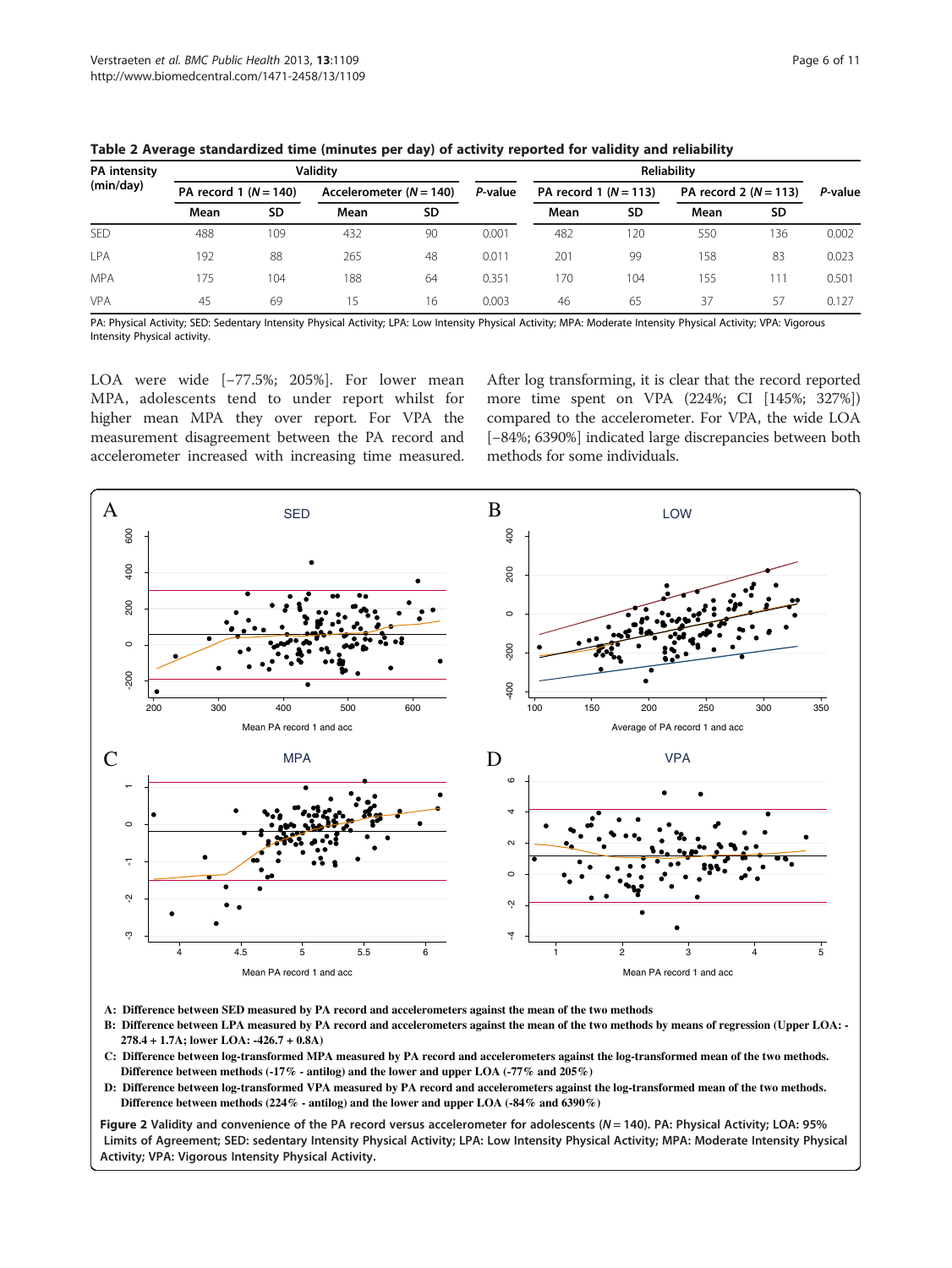**Table 2 Average standardized time (minutes per day) of activity reported for validity and reliability**

| PA intensity (min/day) | Validity | | | | | Reliability | | | | |
|---|---|---|---|---|---|---|---|---|---|---|
| | PA record 1 (N = 140) | | Accelerometer (N = 140) | | P-value | PA record 1 (N = 113) | | PA record 2 (N = 113) | | P-value |
| | Mean | SD | Mean | SD | | Mean | SD | Mean | SD | |
| SED | 488 | 109 | 432 | 90 | 0.001 | 482 | 120 | 550 | 136 | 0.002 |
| LPA | 192 | 88 | 265 | 48 | 0.011 | 201 | 99 | 158 | 83 | 0.023 |
| MPA | 175 | 104 | 188 | 64 | 0.351 | 170 | 104 | 155 | 111 | 0.501 |
| VPA | 45 | 69 | 15 | 16 | 0.003 | 46 | 65 | 37 | 57 | 0.127 |

PA: Physical Activity; SED: Sedentary Intensity Physical Activity; LPA: Low Intensity Physical Activity; MPA: Moderate Intensity Physical Activity; VPA: Vigorous Intensity Physical activity.

LOA were wide [−77.5%; 205%]. For lower mean MPA, adolescents tend to under report whilst for higher mean MPA they over report. For VPA the measurement disagreement between the PA record and accelerometer increased with increasing time measured. After log transforming, it is clear that the record reported more time spent on VPA (224%; CI [145%; 327%]) compared to the accelerometer. For VPA, the wide LOA [−84%; 6390%] indicated large discrepancies between both methods for some individuals.

A: Difference between SED measured by PA record and accelerometers against the mean of the two methods

B: Difference between LPA measured by PA record and accelerometers against the mean of the two methods by means of regression (Upper LOA: -278.4 + 1.7A; lower LOA: -426.7 + 0.8A)

C: Difference between log-transformed MPA measured by PA record and accelerometers against the log-transformed mean of the two methods. Difference between methods (-17% - antilog) and the lower and upper LOA (-77% and 205%)

D: Difference between log-transformed VPA measured by PA record and accelerometers against the log-transformed mean of the two methods. Difference between methods (224% - antilog) and the lower and upper LOA (-84% and 6390%)

**Figure 2** Validity and convenience of the PA record versus accelerometer for adolescents (N = 140). PA: Physical Activity; LOA: 95% Limits of Agreement; SED: sedentary Intensity Physical Activity; LPA: Low Intensity Physical Activity; MPA: Moderate Intensity Physical Activity; VPA: Vigorous Intensity Physical Activity.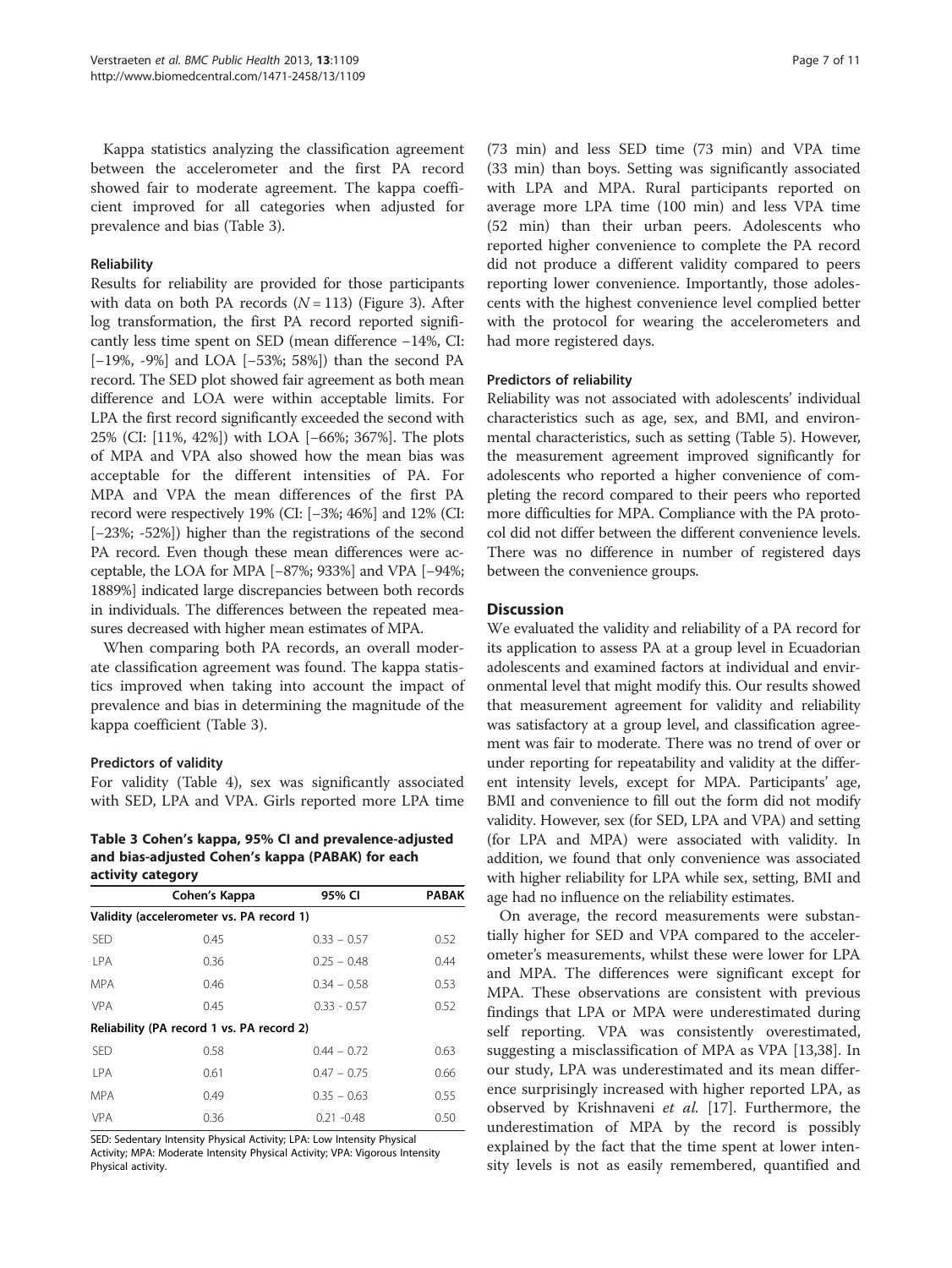Kappa statistics analyzing the classification agreement between the accelerometer and the first PA record showed fair to moderate agreement. The kappa coefficient improved for all categories when adjusted for prevalence and bias (Table 3).

### Reliability

Results for reliability are provided for those participants with data on both PA records ($N = 113$) (Figure 3). After log transformation, the first PA record reported significantly less time spent on SED (mean difference −14%, CI: [−19%, -9%] and LOA [−53%; 58%]) than the second PA record. The SED plot showed fair agreement as both mean difference and LOA were within acceptable limits. For LPA the first record significantly exceeded the second with 25% (CI: [11%, 42%]) with LOA [−66%; 367%]. The plots of MPA and VPA also showed how the mean bias was acceptable for the different intensities of PA. For MPA and VPA the mean differences of the first PA record were respectively 19% (CI: [−3%; 46%] and 12% (CI: [−23%; -52%]) higher than the registrations of the second PA record. Even though these mean differences were acceptable, the LOA for MPA [−87%; 933%] and VPA [−94%; 1889%] indicated large discrepancies between both records in individuals. The differences between the repeated measures decreased with higher mean estimates of MPA.

When comparing both PA records, an overall moderate classification agreement was found. The kappa statistics improved when taking into account the impact of prevalence and bias in determining the magnitude of the kappa coefficient (Table 3).

### Predictors of validity

For validity (Table 4), sex was significantly associated with SED, LPA and VPA. Girls reported more LPA time (73 min) and less SED time (73 min) and VPA time (33 min) than boys. Setting was significantly associated with LPA and MPA. Rural participants reported on average more LPA time (100 min) and less VPA time (52 min) than their urban peers. Adolescents who reported higher convenience to complete the PA record did not produce a different validity compared to peers reporting lower convenience. Importantly, those adolescents with the highest convenience level complied better with the protocol for wearing the accelerometers and had more registered days.

**Table 3 Cohen's kappa, 95% CI and prevalence-adjusted and bias-adjusted Cohen's kappa (PABAK) for each activity category**

| | Cohen's Kappa | 95% CI | PABAK |
|---|---|---|---|
| **Validity (accelerometer vs. PA record 1)** | | | |
| SED | 0.45 | 0.33 – 0.57 | 0.52 |
| LPA | 0.36 | 0.25 – 0.48 | 0.44 |
| MPA | 0.46 | 0.34 – 0.58 | 0.53 |
| VPA | 0.45 | 0.33 - 0.57 | 0.52 |
| **Reliability (PA record 1 vs. PA record 2)** | | | |
| SED | 0.58 | 0.44 – 0.72 | 0.63 |
| LPA | 0.61 | 0.47 – 0.75 | 0.66 |
| MPA | 0.49 | 0.35 – 0.63 | 0.55 |
| VPA | 0.36 | 0.21 -0.48 | 0.50 |

SED: Sedentary Intensity Physical Activity; LPA: Low Intensity Physical Activity; MPA: Moderate Intensity Physical Activity; VPA: Vigorous Intensity Physical activity.

### Predictors of reliability

Reliability was not associated with adolescents' individual characteristics such as age, sex, and BMI, and environmental characteristics, such as setting (Table 5). However, the measurement agreement improved significantly for adolescents who reported a higher convenience of completing the record compared to their peers who reported more difficulties for MPA. Compliance with the PA protocol did not differ between the different convenience levels. There was no difference in number of registered days between the convenience groups.

## Discussion

We evaluated the validity and reliability of a PA record for its application to assess PA at a group level in Ecuadorian adolescents and examined factors at individual and environmental level that might modify this. Our results showed that measurement agreement for validity and reliability was satisfactory at a group level, and classification agreement was fair to moderate. There was no trend of over or under reporting for repeatability and validity at the different intensity levels, except for MPA. Participants' age, BMI and convenience to fill out the form did not modify validity. However, sex (for SED, LPA and VPA) and setting (for LPA and MPA) were associated with validity. In addition, we found that only convenience was associated with higher reliability for LPA while sex, setting, BMI and age had no influence on the reliability estimates.

On average, the record measurements were substantially higher for SED and VPA compared to the accelerometer's measurements, whilst these were lower for LPA and MPA. The differences were significant except for MPA. These observations are consistent with previous findings that LPA or MPA were underestimated during self reporting. VPA was consistently overestimated, suggesting a misclassification of MPA as VPA [13,38]. In our study, LPA was underestimated and its mean difference surprisingly increased with higher reported LPA, as observed by Krishnaveni *et al.* [17]. Furthermore, the underestimation of MPA by the record is possibly explained by the fact that the time spent at lower intensity levels is not as easily remembered, quantified and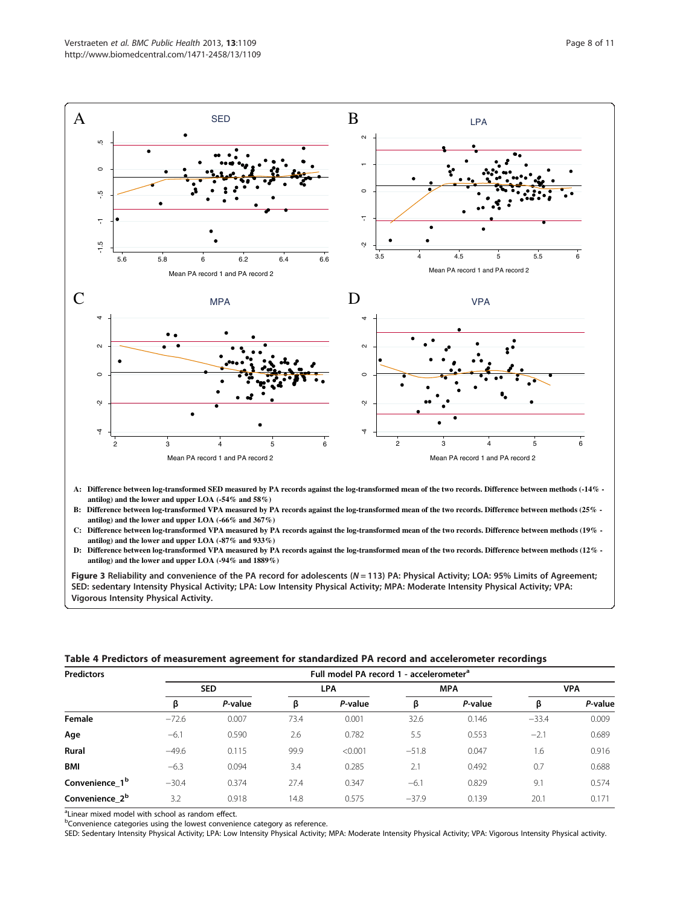A: Difference between log-transformed SED measured by PA records against the log-transformed mean of the two records. Difference between methods (-14% - antilog) and the lower and upper LOA (-54% and 58%)

B: Difference between log-transformed VPA measured by PA records against the log-transformed mean of the two records. Difference between methods (25% - antilog) and the lower and upper LOA (-66% and 367%)

C: Difference between log-transformed VPA measured by PA records against the log-transformed mean of the two records. Difference between methods (19% - antilog) and the lower and upper LOA (-87% and 933%)

D: Difference between log-transformed VPA measured by PA records against the log-transformed mean of the two records. Difference between methods (12% - antilog) and the lower and upper LOA (-94% and 1889%)

**Figure 3 Reliability and convenience of the PA record for adolescents (*N* = 113) PA: Physical Activity; LOA: 95% Limits of Agreement; SED: sedentary Intensity Physical Activity; LPA: Low Intensity Physical Activity; MPA: Moderate Intensity Physical Activity; VPA: Vigorous Intensity Physical Activity.**

**Table 4 Predictors of measurement agreement for standardized PA record and accelerometer recordings**

| Predictors | Full model PA record 1 - accelerometer[a] | | | | | | | |
|---|---|---|---|---|---|---|---|---|
| | SED | | LPA | | MPA | | VPA | |
| | β | *P*-value | β | *P*-value | β | *P*-value | β | *P*-value |
| **Female** | −72.6 | 0.007 | 73.4 | 0.001 | 32.6 | 0.146 | −33.4 | 0.009 |
| **Age** | −6.1 | 0.590 | 2.6 | 0.782 | 5.5 | 0.553 | −2.1 | 0.689 |
| **Rural** | −49.6 | 0.115 | 99.9 | <0.001 | −51.8 | 0.047 | 1.6 | 0.916 |
| **BMI** | −6.3 | 0.094 | 3.4 | 0.285 | 2.1 | 0.492 | 0.7 | 0.688 |
| **Convenience_1[b]** | −30.4 | 0.374 | 27.4 | 0.347 | −6.1 | 0.829 | 9.1 | 0.574 |
| **Convenience_2[b]** | 3.2 | 0.918 | 14.8 | 0.575 | −37.9 | 0.139 | 20.1 | 0.171 |

[a]Linear mixed model with school as random effect.

[b]Convenience categories using the lowest convenience category as reference.

SED: Sedentary Intensity Physical Activity; LPA: Low Intensity Physical Activity; MPA: Moderate Intensity Physical Activity; VPA: Vigorous Intensity Physical activity.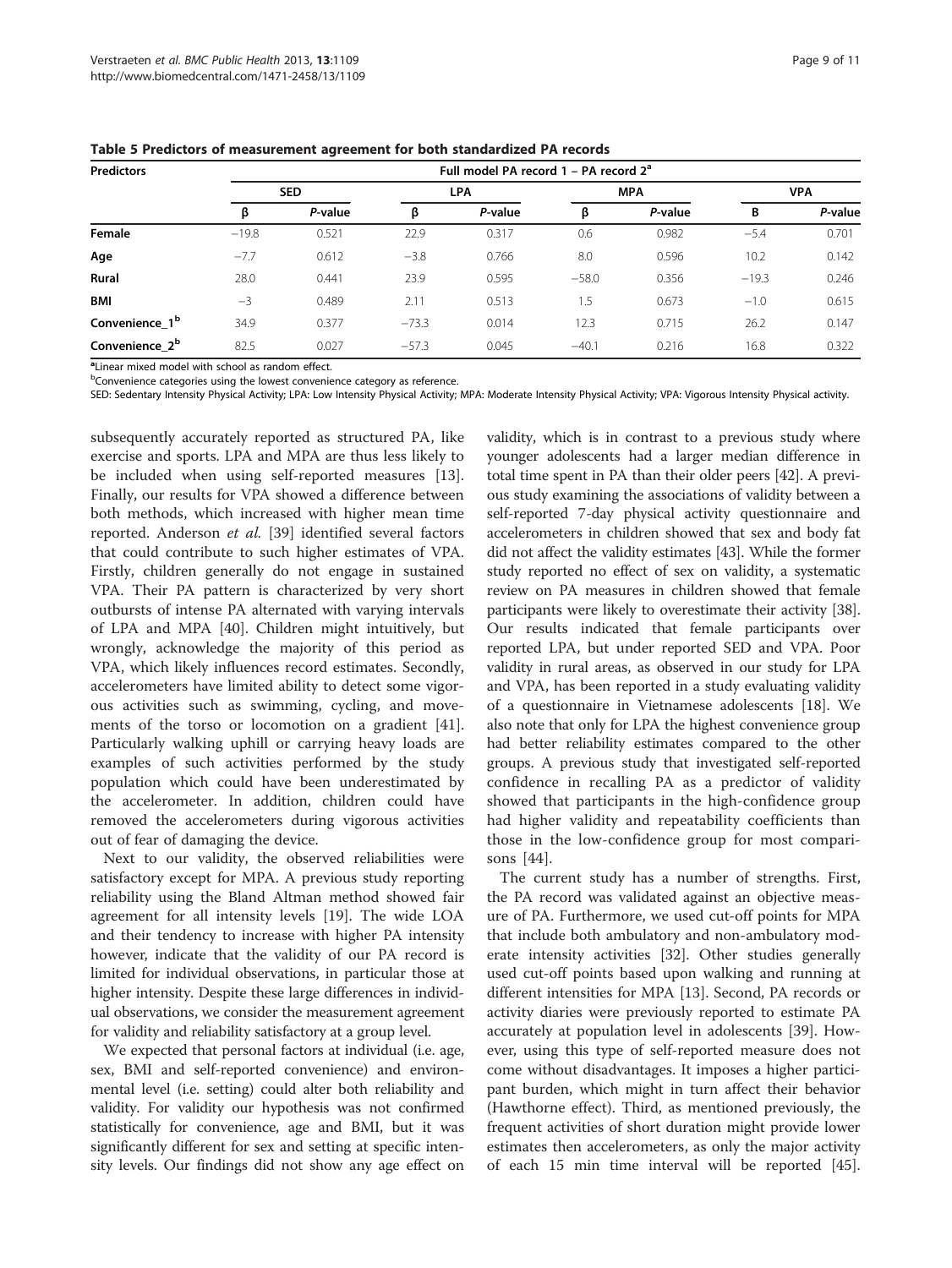**Table 5 Predictors of measurement agreement for both standardized PA records**

| Predictors | Full model PA record 1 – PA record 2[a] | | | | | | | |
|---|---|---|---|---|---|---|---|---|
| | SED | | LPA | | MPA | | VPA | |
| | β | *P*-value | β | *P*-value | β | *P*-value | Β | *P*-value |
| **Female** | −19.8 | 0.521 | 22.9 | 0.317 | 0.6 | 0.982 | −5.4 | 0.701 |
| **Age** | −7.7 | 0.612 | −3.8 | 0.766 | 8.0 | 0.596 | 10.2 | 0.142 |
| **Rural** | 28.0 | 0.441 | 23.9 | 0.595 | −58.0 | 0.356 | −19.3 | 0.246 |
| **BMI** | −3 | 0.489 | 2.11 | 0.513 | 1.5 | 0.673 | −1.0 | 0.615 |
| **Convenience_1[b]** | 34.9 | 0.377 | −73.3 | 0.014 | 12.3 | 0.715 | 26.2 | 0.147 |
| **Convenience_2[b]** | 82.5 | 0.027 | −57.3 | 0.045 | −40.1 | 0.216 | 16.8 | 0.322 |

[a]Linear mixed model with school as random effect.
[b]Convenience categories using the lowest convenience category as reference.
SED: Sedentary Intensity Physical Activity; LPA: Low Intensity Physical Activity; MPA: Moderate Intensity Physical Activity; VPA: Vigorous Intensity Physical activity.

subsequently accurately reported as structured PA, like exercise and sports. LPA and MPA are thus less likely to be included when using self-reported measures [13]. Finally, our results for VPA showed a difference between both methods, which increased with higher mean time reported. Anderson *et al.* [39] identified several factors that could contribute to such higher estimates of VPA. Firstly, children generally do not engage in sustained VPA. Their PA pattern is characterized by very short outbursts of intense PA alternated with varying intervals of LPA and MPA [40]. Children might intuitively, but wrongly, acknowledge the majority of this period as VPA, which likely influences record estimates. Secondly, accelerometers have limited ability to detect some vigorous activities such as swimming, cycling, and movements of the torso or locomotion on a gradient [41]. Particularly walking uphill or carrying heavy loads are examples of such activities performed by the study population which could have been underestimated by the accelerometer. In addition, children could have removed the accelerometers during vigorous activities out of fear of damaging the device.

Next to our validity, the observed reliabilities were satisfactory except for MPA. A previous study reporting reliability using the Bland Altman method showed fair agreement for all intensity levels [19]. The wide LOA and their tendency to increase with higher PA intensity however, indicate that the validity of our PA record is limited for individual observations, in particular those at higher intensity. Despite these large differences in individual observations, we consider the measurement agreement for validity and reliability satisfactory at a group level.

We expected that personal factors at individual (i.e. age, sex, BMI and self-reported convenience) and environmental level (i.e. setting) could alter both reliability and validity. For validity our hypothesis was not confirmed statistically for convenience, age and BMI, but it was significantly different for sex and setting at specific intensity levels. Our findings did not show any age effect on validity, which is in contrast to a previous study where younger adolescents had a larger median difference in total time spent in PA than their older peers [42]. A previous study examining the associations of validity between a self-reported 7-day physical activity questionnaire and accelerometers in children showed that sex and body fat did not affect the validity estimates [43]. While the former study reported no effect of sex on validity, a systematic review on PA measures in children showed that female participants were likely to overestimate their activity [38]. Our results indicated that female participants over reported LPA, but under reported SED and VPA. Poor validity in rural areas, as observed in our study for LPA and VPA, has been reported in a study evaluating validity of a questionnaire in Vietnamese adolescents [18]. We also note that only for LPA the highest convenience group had better reliability estimates compared to the other groups. A previous study that investigated self-reported confidence in recalling PA as a predictor of validity showed that participants in the high-confidence group had higher validity and repeatability coefficients than those in the low-confidence group for most comparisons [44].

The current study has a number of strengths. First, the PA record was validated against an objective measure of PA. Furthermore, we used cut-off points for MPA that include both ambulatory and non-ambulatory moderate intensity activities [32]. Other studies generally used cut-off points based upon walking and running at different intensities for MPA [13]. Second, PA records or activity diaries were previously reported to estimate PA accurately at population level in adolescents [39]. However, using this type of self-reported measure does not come without disadvantages. It imposes a higher participant burden, which might in turn affect their behavior (Hawthorne effect). Third, as mentioned previously, the frequent activities of short duration might provide lower estimates then accelerometers, as only the major activity of each 15 min time interval will be reported [45].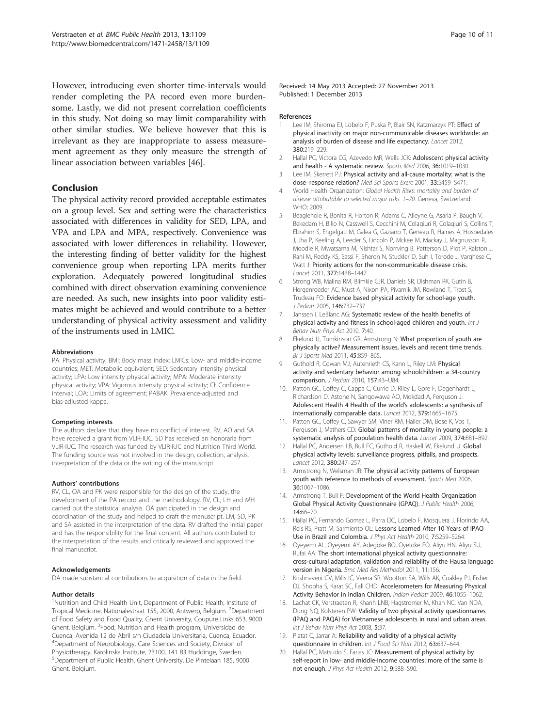However, introducing even shorter time-intervals would render completing the PA record even more burdensome. Lastly, we did not present correlation coefficients in this study. Not doing so may limit comparability with other similar studies. We believe however that this is irrelevant as they are inappropriate to assess measurement agreement as they only measure the strength of linear association between variables [46].

## Conclusion

The physical activity record provided acceptable estimates on a group level. Sex and setting were the characteristics associated with differences in validity for SED, LPA, and VPA and LPA and MPA, respectively. Convenience was associated with lower differences in reliability. However, the interesting finding of better validity for the highest convenience group when reporting LPA merits further exploration. Adequately powered longitudinal studies combined with direct observation examining convenience are needed. As such, new insights into poor validity estimates might be achieved and would contribute to a better understanding of physical activity assessment and validity of the instruments used in LMIC.

#### Abbreviations

PA: Physical activity; BMI: Body mass index; LMICs: Low- and middle-income countries; MET: Metabolic equivalent; SED: Sedentary intensity physical activity; LPA: Low intensity physical activity; MPA: Moderate intensity physical activity; VPA: Vigorous intensity physical activity; CI: Confidence interval; LOA: Limits of agreement; PABAK: Prevalence-adjusted and bias-adjusted kappa.

#### Competing interests

The authors declare that they have no conflict of interest. RV, AO and SA have received a grant from VLIR-IUC. SD has received an honoraria from VLIR-IUC. The research was funded by VLIR-IUC and Nutrition Third World. The funding source was not involved in the design, collection, analysis, interpretation of the data or the writing of the manuscript.

#### Authors' contributions

RV, CL, OA and PK were responsible for the design of the study, the development of the PA record and the methodology. RV, CL, LH and MH carried out the statistical analysis. OA participated in the design and coordination of the study and helped to draft the manuscript. LM, SD, PK and SA assisted in the interpretation of the data. RV drafted the initial paper and has the responsibility for the final content. All authors contributed to the interpretation of the results and critically reviewed and approved the final manuscript.

#### Acknowledgements

DA made substantial contributions to acquisition of data in the field.

#### Author details

[1]Nutrition and Child Health Unit, Department of Public Health, Institute of Tropical Medicine, Nationalestraat 155, 2000, Antwerp, Belgium. [2]Department of Food Safety and Food Quality, Ghent University, Coupure Links 653, 9000 Ghent, Belgium. [3]Food, Nutrition and Health program, Universidad de Cuenca, Avenida 12 de Abril s/n Ciudadela Universitaria, Cuenca, Ecuador. [4]Department of Neurobiology, Care Sciences and Society, Division of Physiotherapy, Karolinska Institute, 23100, 141 83 Huddinge, Sweden. [5]Department of Public Health, Ghent University, De Pintelaan 185, 9000 Ghent, Belgium.

Received: 14 May 2013 Accepted: 27 November 2013
Published: 1 December 2013

#### References

1. Lee IM, Shiroma EJ, Lobelo F, Puska P, Blair SN, Katzmarzyk PT: **Effect of physical inactivity on major non-communicable diseases worldwide: an analysis of burden of disease and life expectancy.** *Lancet* 2012, **380:**219–229.
2. Hallal PC, Victora CG, Azevedo MR, Wells JCK: **Adolescent physical activity and health - A systematic review.** *Sports Med* 2006, **36:**1019–1030.
3. Lee IM, Skerrett PJ: **Physical activity and all-cause mortality: what is the dose–response relation?** *Med Sci Sports Exerc* 2001, **33:**S459–S471.
4. World Health Organization: *Global Health Risks: mortality and burden of disease attributable to selected major risks. 1–70.* Geneva, Switzerland: WHO; 2009.
5. Beaglehole R, Bonita R, Horton R, Adams C, Alleyne G, Asaria P, Baugh V, Bekedam H, Billo N, Casswell S, Cecchini M, Colagiuri R, Colagiuri S, Collins T, Ebrahim S, Engelgau M, Galea G, Gaziano T, Geneau R, Haines A, Hospedales J, Jha P, Keeling A, Leeder S, Lincoln P, Mckee M, Mackay J, Magnusson R, Moodie R, Mwatsama M, Nishtar S, Norrving B, Patterson D, Piot P, Ralston J, Rani M, Reddy KS, Sassi F, Sheron N, Stuckler D, Suh I, Torode J, Varghese C, Watt J: **Priority actions for the non-communicable disease crisis.** *Lancet* 2011, **377:**1438–1447.
6. Strong WB, Malina RM, Blimkie CJR, Daniels SR, Dishman RK, Gutin B, Hergenroeder AC, Must A, Nixon PA, Pivarnik JM, Rowland T, Trost S, Trudeau FO: **Evidence based physical activity for school-age youth.** *J Pediatr* 2005, **146:**732–737.
7. Janssen I, LeBlanc AG: **Systematic review of the health benefits of physical activity and fitness in school-aged children and youth.** *Int J Behav Nutr Phys Act* 2010, **7:**40.
8. Ekelund U, Tomkinson GR, Armstrong N: **What proportion of youth are physically active? Measurement issues, levels and recent time trends.** *Br J Sports Med* 2011, **45:**859–865.
9. Guthold R, Cowan MJ, Autenrieth CS, Kann L, Riley LM: **Physical activity and sedentary behavior among schoolchildren: a 34-country comparison.** *J Pediatr* 2010, **157:**43–U84.
10. Patton GC, Coffey C, Cappa C, Currie D, Riley L, Gore F, Degenhardt L, Richardson D, Astone N, Sangowawa AO, Mokdad A, Ferguson J: **Adolescent Health 4 Health of the world's adolescents: a synthesis of internationally comparable data.** *Lancet* 2012, **379:**1665–1675.
11. Patton GC, Coffey C, Sawyer SM, Viner RM, Haller DM, Bose K, Vos T, Ferguson J, Mathers CD: **Global patterns of mortality in young people: a systematic analysis of population health data.** *Lancet* 2009, **374:**881–892.
12. Hallal PC, Andersen LB, Bull FC, Guthold R, Haskell W, Ekelund U: **Global physical activity levels: surveillance progress, pitfalls, and prospects.** *Lancet* 2012, **380:**247–257.
13. Armstrong N, Welsman JR: **The physical activity patterns of European youth with reference to methods of assessment.** *Sports Med* 2006, **36:**1067–1086.
14. Armstrong T, Bull F: **Development of the World Health Organization Global Physical Activity Questionnaire (GPAQ).** *J Public Health* 2006, **14:**66–70.
15. Hallal PC, Fernando Gomez L, Parra DC, Lobelo F, Mosquera J, Florindo AA, Reis RS, Pratt M, Sarmiento OL: **Lessons Learned After 10 Years of IPAQ Use in Brazil and Colombia.** *J Phys Act Health* 2010, **7:**S259–S264.
16. Oyeyemi AL, Oyeyemi AY, Adegoke BO, Oyetoke FO, Aliyu HN, Aliyu SU, Rufai AA: **The short international physical activity questionnaire: cross-cultural adaptation, validation and reliability of the Hausa language version in Nigeria.** *Bmc Med Res Methodol* 2011, **11:**156.
17. Krishnaveni GV, Mills IC, Veena SR, Wootton SA, Wills AK, Coakley PJ, Fisher DJ, Shobha S, Karat SC, Fall CHD: **Accelerometers for Measuring Physical Activity Behavior in Indian Children.** *Indian Pediatr* 2009, **46:**1055–1062.
18. Lachat CK, Verstraeten R, Khanh LNB, Hagstromer M, Khan NC, Van NDA, Dung NQ, Kolsteren PW: **Validity of two physical activity questionnaires (IPAQ and PAQA) for Vietnamese adolescents in rural and urban areas.** *Int J Behav Nutr Phys Act* 2008, **5:**37.
19. Platat C, Jarrar A: **Reliability and validity of a physical activity questionnaire in children.** *Int J Food Sci Nutr* 2012, **63:**637–644.
20. Hallal PC, Matsudo S, Farias JC: **Measurement of physical activity by self-report in low- and middle-income countries: more of the same is not enough.** *J Phys Act Health* 2012, **9:**S88–S90.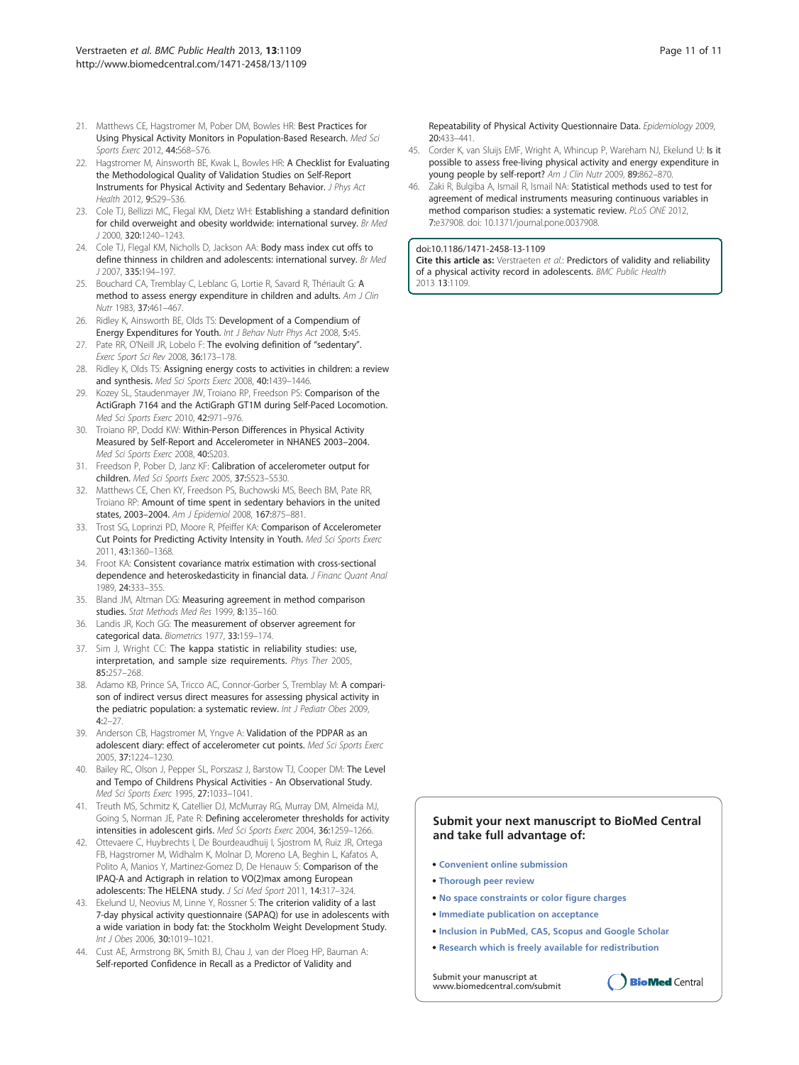21. Matthews CE, Hagstromer M, Pober DM, Bowles HR: **Best Practices for Using Physical Activity Monitors in Population-Based Research.** *Med Sci Sports Exerc* 2012, **44:**S68–S76.
22. Hagstromer M, Ainsworth BE, Kwak L, Bowles HR: **A Checklist for Evaluating the Methodological Quality of Validation Studies on Self-Report Instruments for Physical Activity and Sedentary Behavior.** *J Phys Act Health* 2012, **9:**S29–S36.
23. Cole TJ, Bellizzi MC, Flegal KM, Dietz WH: **Establishing a standard definition for child overweight and obesity worldwide: international survey.** *Br Med J* 2000, **320:**1240–1243.
24. Cole TJ, Flegal KM, Nicholls D, Jackson AA: **Body mass index cut offs to define thinness in children and adolescents: international survey.** *Br Med J* 2007, **335:**194–197.
25. Bouchard CA, Tremblay C, Leblanc G, Lortie R, Savard R, Thériault G: **A method to assess energy expenditure in children and adults.** *Am J Clin Nutr* 1983, **37:**461–467.
26. Ridley K, Ainsworth BE, Olds TS: **Development of a Compendium of Energy Expenditures for Youth.** *Int J Behav Nutr Phys Act* 2008, **5:**45.
27. Pate RR, O'Neill JR, Lobelo F: **The evolving definition of "sedentary".** *Exerc Sport Sci Rev* 2008, **36:**173–178.
28. Ridley K, Olds TS: **Assigning energy costs to activities in children: a review and synthesis.** *Med Sci Sports Exerc* 2008, **40:**1439–1446.
29. Kozey SL, Staudenmayer JW, Troiano RP, Freedson PS: **Comparison of the ActiGraph 7164 and the ActiGraph GT1M during Self-Paced Locomotion.** *Med Sci Sports Exerc* 2010, **42:**971–976.
30. Troiano RP, Dodd KW: **Within-Person Differences in Physical Activity Measured by Self-Report and Accelerometer in NHANES 2003–2004.** *Med Sci Sports Exerc* 2008, **40:**S203.
31. Freedson P, Pober D, Janz KF: **Calibration of accelerometer output for children.** *Med Sci Sports Exerc* 2005, **37:**S523–S530.
32. Matthews CE, Chen KY, Freedson PS, Buchowski MS, Beech BM, Pate RR, Troiano RP: **Amount of time spent in sedentary behaviors in the united states, 2003–2004.** *Am J Epidemiol* 2008, **167:**875–881.
33. Trost SG, Loprinzi PD, Moore R, Pfeiffer KA: **Comparison of Accelerometer Cut Points for Predicting Activity Intensity in Youth.** *Med Sci Sports Exerc* 2011, **43:**1360–1368.
34. Froot KA: **Consistent covariance matrix estimation with cross-sectional dependence and heteroskedasticity in financial data.** *J Financ Quant Anal* 1989, **24:**333–355.
35. Bland JM, Altman DG: **Measuring agreement in method comparison studies.** *Stat Methods Med Res* 1999, **8:**135–160.
36. Landis JR, Koch GG: **The measurement of observer agreement for categorical data.** *Biometrics* 1977, **33:**159–174.
37. Sim J, Wright CC: **The kappa statistic in reliability studies: use, interpretation, and sample size requirements.** *Phys Ther* 2005, **85:**257–268.
38. Adamo KB, Prince SA, Tricco AC, Connor-Gorber S, Tremblay M: **A comparison of indirect versus direct measures for assessing physical activity in the pediatric population: a systematic review.** *Int J Pediatr Obes* 2009, **4:**2–27.
39. Anderson CB, Hagstromer M, Yngve A: **Validation of the PDPAR as an adolescent diary: effect of accelerometer cut points.** *Med Sci Sports Exerc* 2005, **37:**1224–1230.
40. Bailey RC, Olson J, Pepper SL, Porszasz J, Barstow TJ, Cooper DM: **The Level and Tempo of Childrens Physical Activities - An Observational Study.** *Med Sci Sports Exerc* 1995, **27:**1033–1041.
41. Treuth MS, Schmitz K, Catellier DJ, McMurray RG, Murray DM, Almeida MJ, Going S, Norman JE, Pate R: **Defining accelerometer thresholds for activity intensities in adolescent girls.** *Med Sci Sports Exerc* 2004, **36:**1259–1266.
42. Ottevaere C, Huybrechts I, De Bourdeaudhuij I, Sjostrom M, Ruiz JR, Ortega FB, Hagstromer M, Widhalm K, Molnar D, Moreno LA, Beghin L, Kafatos A, Polito A, Manios Y, Martinez-Gomez D, De Henauw S: **Comparison of the IPAQ-A and Actigraph in relation to VO(2)max among European adolescents: The HELENA study.** *J Sci Med Sport* 2011, **14:**317–324.
43. Ekelund U, Neovius M, Linne Y, Rossner S: **The criterion validity of a last 7-day physical activity questionnaire (SAPAQ) for use in adolescents with a wide variation in body fat: the Stockholm Weight Development Study.** *Int J Obes* 2006, **30:**1019–1021.
44. Cust AE, Armstrong BK, Smith BJ, Chau J, van der Ploeg HP, Bauman A: **Self-reported Confidence in Recall as a Predictor of Validity and Repeatability of Physical Activity Questionnaire Data.** *Epidemiology* 2009, **20:**433–441.
45. Corder K, van Sluijs EMF, Wright A, Whincup P, Wareham NJ, Ekelund U: **Is it possible to assess free-living physical activity and energy expenditure in young people by self-report?** *Am J Clin Nutr* 2009, **89:**862–870.
46. Zaki R, Bulgiba A, Ismail R, Ismail NA: **Statistical methods used to test for agreement of medical instruments measuring continuous variables in method comparison studies: a systematic review.** *PLoS ONE* 2012, **7:**e37908. doi: 10.1371/journal.pone.0037908.

doi:10.1186/1471-2458-13-1109
**Cite this article as:** Verstraeten *et al.*: Predictors of validity and reliability of a physical activity record in adolescents. *BMC Public Health* 2013 **13**:1109.

**Submit your next manuscript to BioMed Central and take full advantage of:**

- **Convenient online submission**
- **Thorough peer review**
- **No space constraints or color figure charges**
- **Immediate publication on acceptance**
- **Inclusion in PubMed, CAS, Scopus and Google Scholar**
- **Research which is freely available for redistribution**

Submit your manuscript at
www.biomedcentral.com/submit

BioMed Central